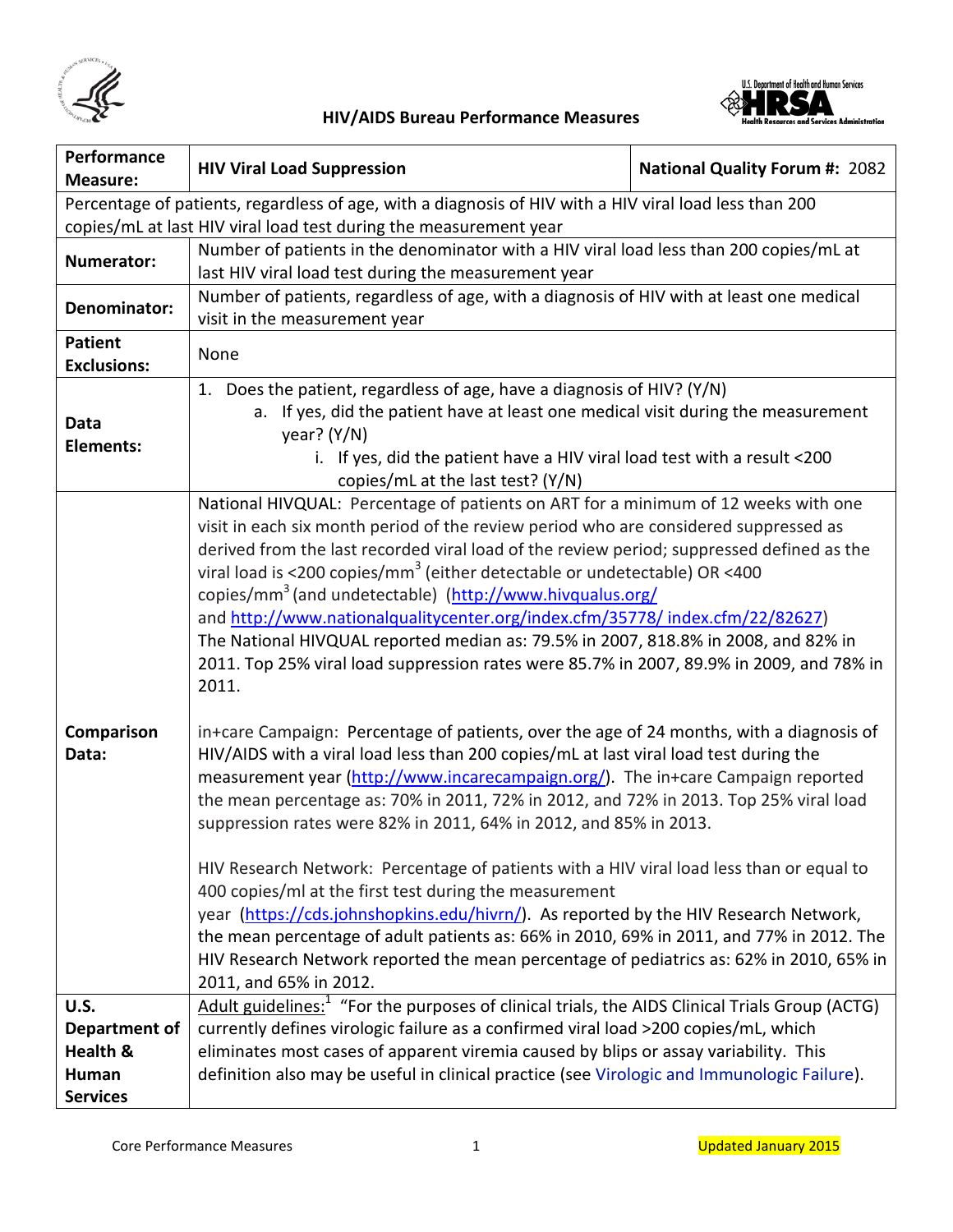## HIV/AIDS Bureau Performance Measures

| **Performance Measure:** | **HIV Viral Load Suppression** | **National Quality Forum #:** 2082 |
|---|---|---|
| Percentage of patients, regardless of age, with a diagnosis of HIV with a HIV viral load less than 200 copies/mL at last HIV viral load test during the measurement year | | |
| **Numerator:** | Number of patients in the denominator with a HIV viral load less than 200 copies/mL at last HIV viral load test during the measurement year | |
| **Denominator:** | Number of patients, regardless of age, with a diagnosis of HIV with at least one medical visit in the measurement year | |
| **Patient Exclusions:** | None | |
| **Data Elements:** | 1. Does the patient, regardless of age, have a diagnosis of HIV? (Y/N)<br>a. If yes, did the patient have at least one medical visit during the measurement year? (Y/N)<br>i. If yes, did the patient have a HIV viral load test with a result <200 copies/mL at the last test? (Y/N) | |
| **Comparison Data:** | National HIVQUAL: Percentage of patients on ART for a minimum of 12 weeks with one visit in each six month period of the review period who are considered suppressed as derived from the last recorded viral load of the review period; suppressed defined as the viral load is <200 copies/mm$^3$ (either detectable or undetectable) OR <400 copies/mm$^3$ (and undetectable) (http://www.hivqualus.org/ and http://www.nationalqualitycenter.org/index.cfm/35778/ index.cfm/22/82627) The National HIVQUAL reported median as: 79.5% in 2007, 818.8% in 2008, and 82% in 2011. Top 25% viral load suppression rates were 85.7% in 2007, 89.9% in 2009, and 78% in 2011.<br><br>in+care Campaign: Percentage of patients, over the age of 24 months, with a diagnosis of HIV/AIDS with a viral load less than 200 copies/mL at last viral load test during the measurement year (http://www.incarecampaign.org/). The in+care Campaign reported the mean percentage as: 70% in 2011, 72% in 2012, and 72% in 2013. Top 25% viral load suppression rates were 82% in 2011, 64% in 2012, and 85% in 2013.<br><br>HIV Research Network: Percentage of patients with a HIV viral load less than or equal to 400 copies/ml at the first test during the measurement year (https://cds.johnshopkins.edu/hivrn/). As reported by the HIV Research Network, the mean percentage of adult patients as: 66% in 2010, 69% in 2011, and 77% in 2012. The HIV Research Network reported the mean percentage of pediatrics as: 62% in 2010, 65% in 2011, and 65% in 2012. | |
| **U.S. Department of Health & Human Services** | Adult guidelines:[1] "For the purposes of clinical trials, the AIDS Clinical Trials Group (ACTG) currently defines virologic failure as a confirmed viral load >200 copies/mL, which eliminates most cases of apparent viremia caused by blips or assay variability. This definition also may be useful in clinical practice (see Virologic and Immunologic Failure). | |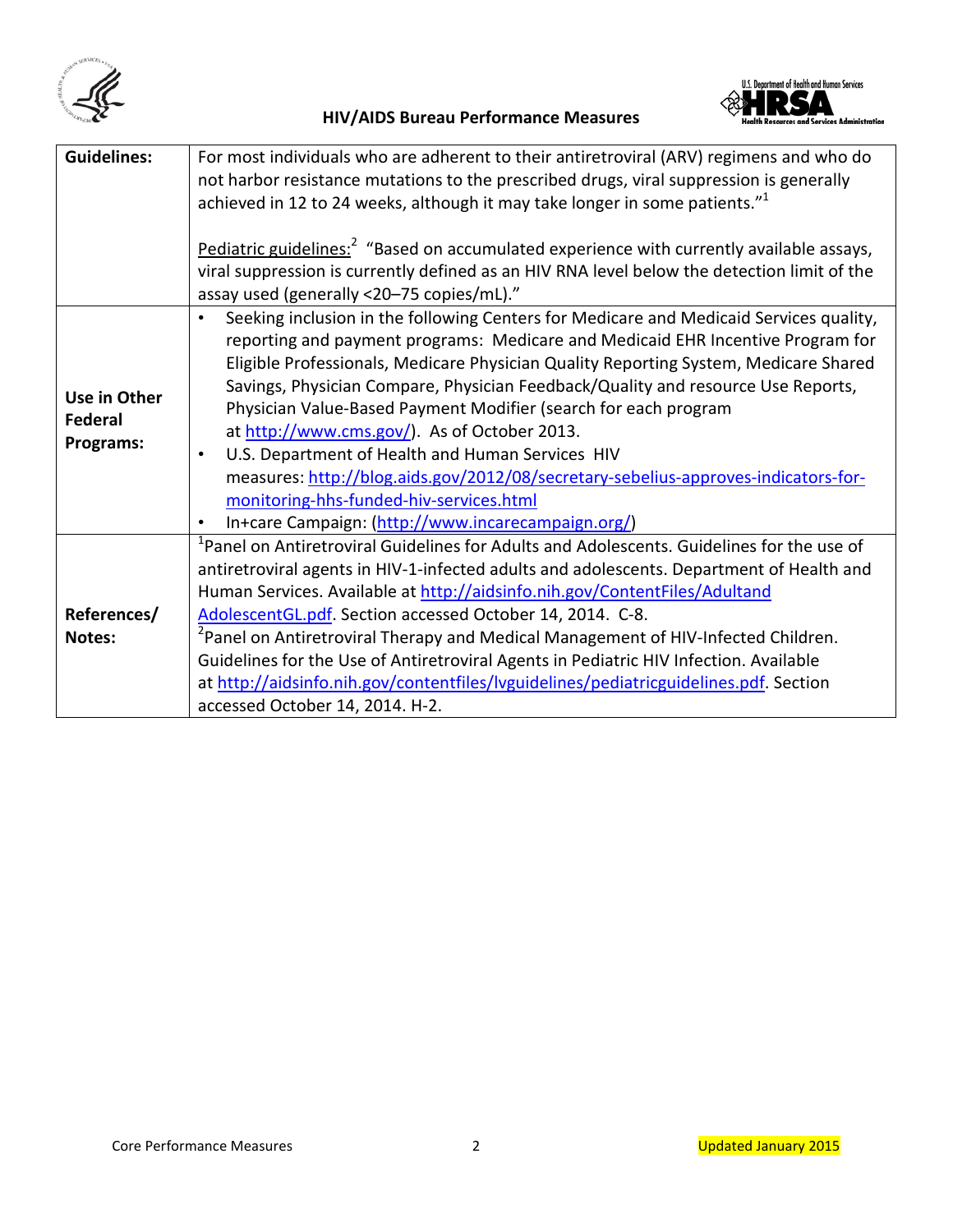| | |
|---|---|
| **Guidelines:** | For most individuals who are adherent to their antiretroviral (ARV) regimens and who do not harbor resistance mutations to the prescribed drugs, viral suppression is generally achieved in 12 to 24 weeks, although it may take longer in some patients."[1]<br><br>Pediatric guidelines:[2] "Based on accumulated experience with currently available assays, viral suppression is currently defined as an HIV RNA level below the detection limit of the assay used (generally <20–75 copies/mL)." |
| **Use in Other Federal Programs:** | • Seeking inclusion in the following Centers for Medicare and Medicaid Services quality, reporting and payment programs: Medicare and Medicaid EHR Incentive Program for Eligible Professionals, Medicare Physician Quality Reporting System, Medicare Shared Savings, Physician Compare, Physician Feedback/Quality and resource Use Reports, Physician Value-Based Payment Modifier (search for each program at http://www.cms.gov/). As of October 2013.<br>• U.S. Department of Health and Human Services HIV measures: http://blog.aids.gov/2012/08/secretary-sebelius-approves-indicators-for-monitoring-hhs-funded-hiv-services.html<br>• In+care Campaign: (http://www.incarecampaign.org/) |
| **References/ Notes:** | [1]Panel on Antiretroviral Guidelines for Adults and Adolescents. Guidelines for the use of antiretroviral agents in HIV-1-infected adults and adolescents. Department of Health and Human Services. Available at http://aidsinfo.nih.gov/ContentFiles/AdultandAdolescentGL.pdf. Section accessed October 14, 2014. C-8.<br>[2]Panel on Antiretroviral Therapy and Medical Management of HIV-Infected Children. Guidelines for the Use of Antiretroviral Agents in Pediatric HIV Infection. Available at http://aidsinfo.nih.gov/contentfiles/lvguidelines/pediatricguidelines.pdf. Section accessed October 14, 2014. H-2. |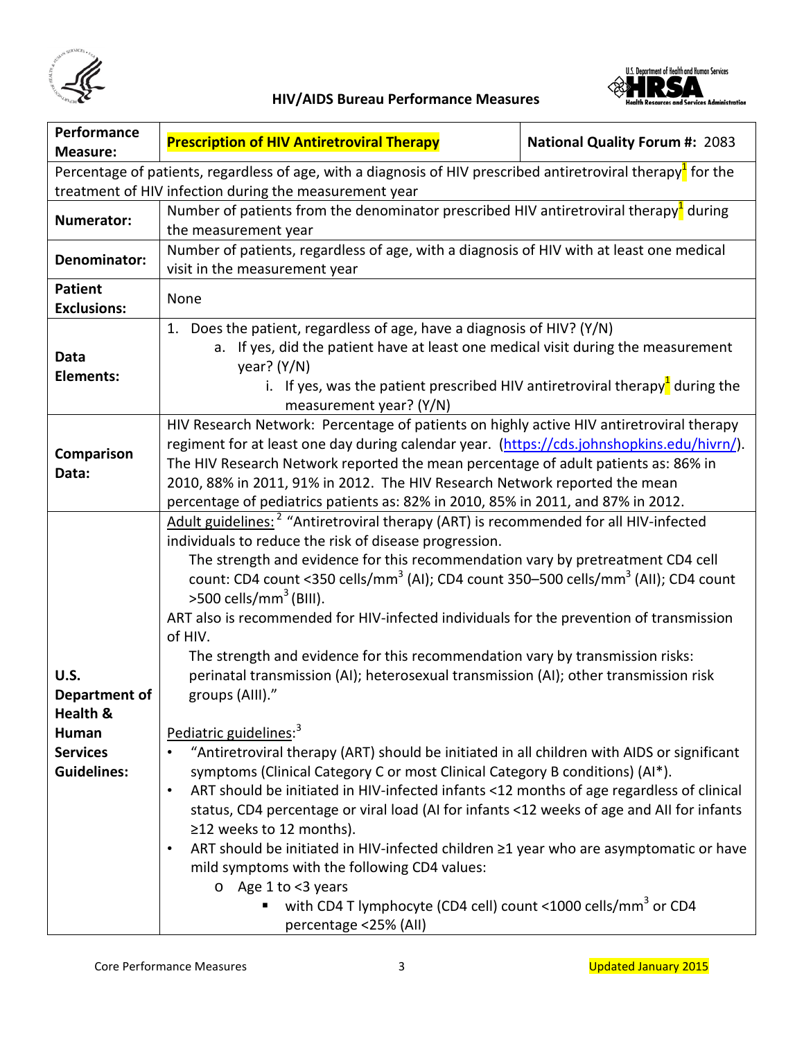# HIV/AIDS Bureau Performance Measures

| **Performance Measure:** | **Prescription of HIV Antiretroviral Therapy** | **National Quality Forum #:** 2083 |
|---|---|---|
| Percentage of patients, regardless of age, with a diagnosis of HIV prescribed antiretroviral therapy[1] for the treatment of HIV infection during the measurement year | | |
| **Numerator:** | Number of patients from the denominator prescribed HIV antiretroviral therapy[1] during the measurement year | |
| **Denominator:** | Number of patients, regardless of age, with a diagnosis of HIV with at least one medical visit in the measurement year | |
| **Patient Exclusions:** | None | |
| **Data Elements:** | 1. Does the patient, regardless of age, have a diagnosis of HIV? (Y/N)<br>a. If yes, did the patient have at least one medical visit during the measurement year? (Y/N)<br>i. If yes, was the patient prescribed HIV antiretroviral therapy[1] during the measurement year? (Y/N) | |
| **Comparison Data:** | HIV Research Network: Percentage of patients on highly active HIV antiretroviral therapy regiment for at least one day during calendar year. (https://cds.johnshopkins.edu/hivrn/). The HIV Research Network reported the mean percentage of adult patients as: 86% in 2010, 88% in 2011, 91% in 2012. The HIV Research Network reported the mean percentage of pediatrics patients as: 82% in 2010, 85% in 2011, and 87% in 2012. | |
| **U.S. Department of Health & Human Services Guidelines:** | Adult guidelines:[2] "Antiretroviral therapy (ART) is recommended for all HIV-infected individuals to reduce the risk of disease progression.<br>The strength and evidence for this recommendation vary by pretreatment CD4 cell count: CD4 count <350 cells/mm$^3$ (AI); CD4 count 350–500 cells/mm$^3$ (AII); CD4 count >500 cells/mm$^3$ (BIII).<br>ART also is recommended for HIV-infected individuals for the prevention of transmission of HIV.<br>The strength and evidence for this recommendation vary by transmission risks: perinatal transmission (AI); heterosexual transmission (AI); other transmission risk groups (AIII)."<br><br>Pediatric guidelines:[3]<br>• "Antiretroviral therapy (ART) should be initiated in all children with AIDS or significant symptoms (Clinical Category C or most Clinical Category B conditions) (AI*).<br>• ART should be initiated in HIV-infected infants <12 months of age regardless of clinical status, CD4 percentage or viral load (AI for infants <12 weeks of age and AII for infants ≥12 weeks to 12 months).<br>• ART should be initiated in HIV-infected children ≥1 year who are asymptomatic or have mild symptoms with the following CD4 values:<br>o Age 1 to <3 years<br>▪ with CD4 T lymphocyte (CD4 cell) count <1000 cells/mm$^3$ or CD4 percentage <25% (AII) | |

Updated January 2015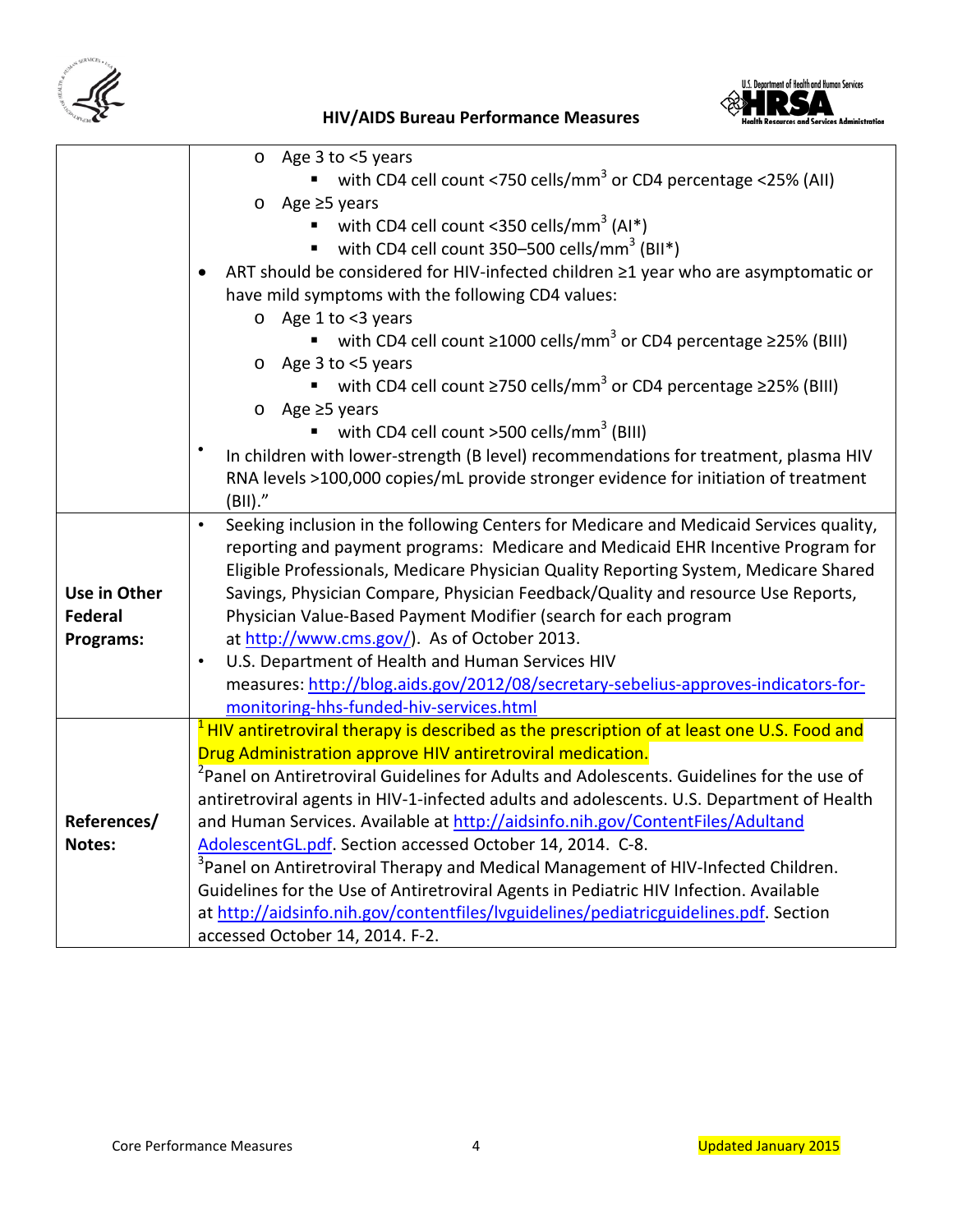| | |
|---|---|
| | o Age 3 to <5 years<br>&nbsp;&nbsp;&nbsp;&nbsp;▪ with CD4 cell count <750 cells/mm$^3$ or CD4 percentage <25% (AII)<br>o Age ≥5 years<br>&nbsp;&nbsp;&nbsp;&nbsp;▪ with CD4 cell count <350 cells/mm$^3$ (AI*)<br>&nbsp;&nbsp;&nbsp;&nbsp;▪ with CD4 cell count 350–500 cells/mm$^3$ (BII*)<br>• ART should be considered for HIV-infected children ≥1 year who are asymptomatic or have mild symptoms with the following CD4 values:<br>o Age 1 to <3 years<br>&nbsp;&nbsp;&nbsp;&nbsp;▪ with CD4 cell count ≥1000 cells/mm$^3$ or CD4 percentage ≥25% (BIII)<br>o Age 3 to <5 years<br>&nbsp;&nbsp;&nbsp;&nbsp;▪ with CD4 cell count ≥750 cells/mm$^3$ or CD4 percentage ≥25% (BIII)<br>o Age ≥5 years<br>&nbsp;&nbsp;&nbsp;&nbsp;▪ with CD4 cell count >500 cells/mm$^3$ (BIII)<br>• In children with lower-strength (B level) recommendations for treatment, plasma HIV RNA levels >100,000 copies/mL provide stronger evidence for initiation of treatment (BII)." |
| **Use in Other Federal Programs:** | • Seeking inclusion in the following Centers for Medicare and Medicaid Services quality, reporting and payment programs: Medicare and Medicaid EHR Incentive Program for Eligible Professionals, Medicare Physician Quality Reporting System, Medicare Shared Savings, Physician Compare, Physician Feedback/Quality and resource Use Reports, Physician Value-Based Payment Modifier (search for each program at http://www.cms.gov/). As of October 2013.<br>• U.S. Department of Health and Human Services HIV measures: http://blog.aids.gov/2012/08/secretary-sebelius-approves-indicators-for-monitoring-hhs-funded-hiv-services.html |
| **References/ Notes:** | [1]HIV antiretroviral therapy is described as the prescription of at least one U.S. Food and Drug Administration approve HIV antiretroviral medication.<br>[2]Panel on Antiretroviral Guidelines for Adults and Adolescents. Guidelines for the use of antiretroviral agents in HIV-1-infected adults and adolescents. U.S. Department of Health and Human Services. Available at http://aidsinfo.nih.gov/ContentFiles/AdultandAdolescentGL.pdf. Section accessed October 14, 2014. C-8.<br>[3]Panel on Antiretroviral Therapy and Medical Management of HIV-Infected Children. Guidelines for the Use of Antiretroviral Agents in Pediatric HIV Infection. Available at http://aidsinfo.nih.gov/contentfiles/lvguidelines/pediatricguidelines.pdf. Section accessed October 14, 2014. F-2. |

Core Performance Measures — Updated January 2015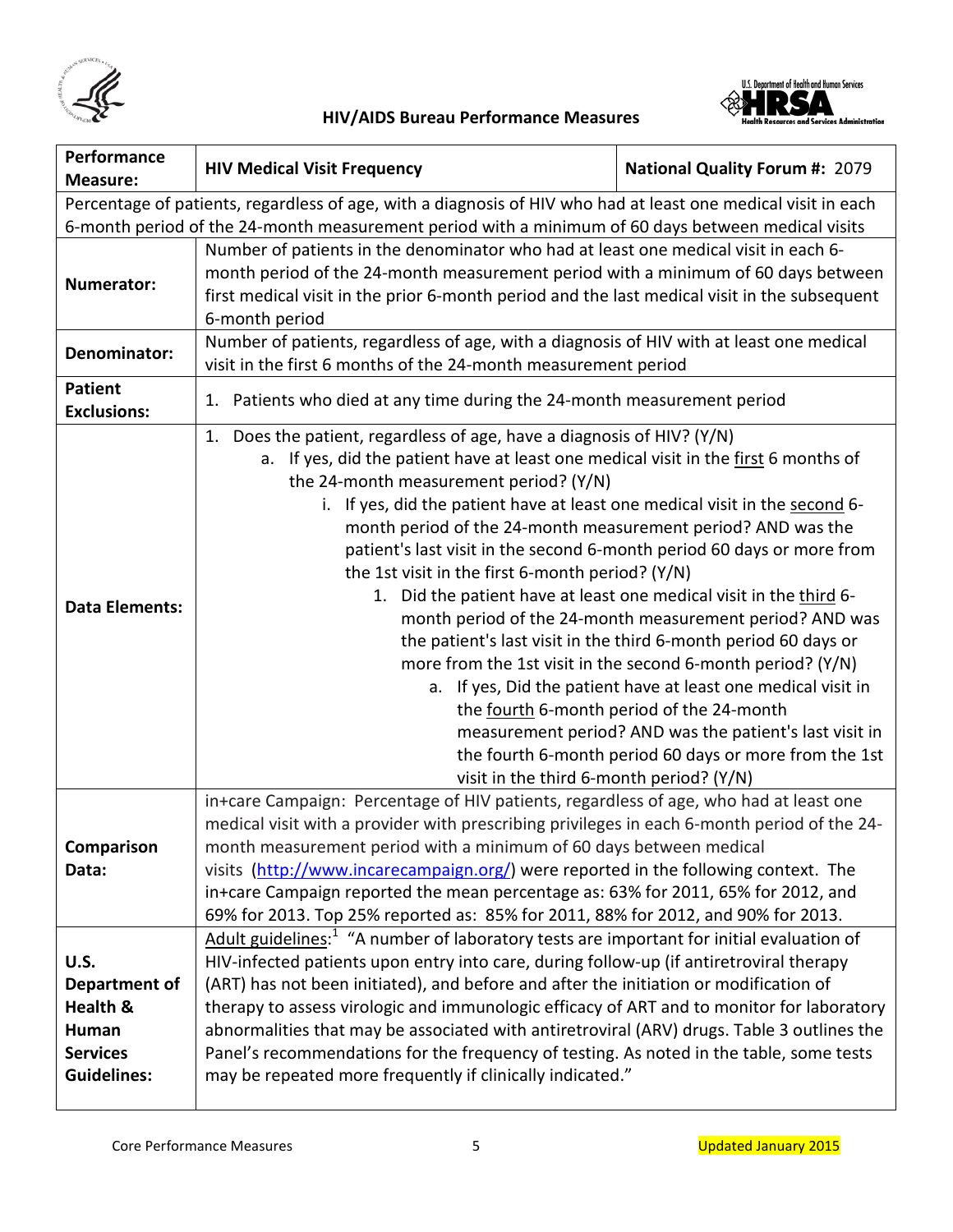## HIV/AIDS Bureau Performance Measures

| Performance Measure: | HIV Medical Visit Frequency | National Quality Forum #: 2079 |
|---|---|---|
| Percentage of patients, regardless of age, with a diagnosis of HIV who had at least one medical visit in each 6-month period of the 24-month measurement period with a minimum of 60 days between medical visits | | |
| **Numerator:** | Number of patients in the denominator who had at least one medical visit in each 6-month period of the 24-month measurement period with a minimum of 60 days between first medical visit in the prior 6-month period and the last medical visit in the subsequent 6-month period | |
| **Denominator:** | Number of patients, regardless of age, with a diagnosis of HIV with at least one medical visit in the first 6 months of the 24-month measurement period | |
| **Patient Exclusions:** | 1. Patients who died at any time during the 24-month measurement period | |
| **Data Elements:** | 1. Does the patient, regardless of age, have a diagnosis of HIV? (Y/N)<br>&nbsp;&nbsp;a. If yes, did the patient have at least one medical visit in the first 6 months of the 24-month measurement period? (Y/N)<br>&nbsp;&nbsp;&nbsp;&nbsp;i. If yes, did the patient have at least one medical visit in the second 6-month period of the 24-month measurement period? AND was the patient's last visit in the second 6-month period 60 days or more from the 1st visit in the first 6-month period? (Y/N)<br>&nbsp;&nbsp;&nbsp;&nbsp;&nbsp;&nbsp;1. Did the patient have at least one medical visit in the third 6-month period of the 24-month measurement period? AND was the patient's last visit in the third 6-month period 60 days or more from the 1st visit in the second 6-month period? (Y/N)<br>&nbsp;&nbsp;&nbsp;&nbsp;&nbsp;&nbsp;&nbsp;&nbsp;a. If yes, Did the patient have at least one medical visit in the fourth 6-month period of the 24-month measurement period? AND was the patient's last visit in the fourth 6-month period 60 days or more from the 1st visit in the third 6-month period? (Y/N) | |
| **Comparison Data:** | in+care Campaign: Percentage of HIV patients, regardless of age, who had at least one medical visit with a provider with prescribing privileges in each 6-month period of the 24-month measurement period with a minimum of 60 days between medical visits (http://www.incarecampaign.org/) were reported in the following context. The in+care Campaign reported the mean percentage as: 63% for 2011, 65% for 2012, and 69% for 2013. Top 25% reported as: 85% for 2011, 88% for 2012, and 90% for 2013. | |
| **U.S. Department of Health & Human Services Guidelines:** | Adult guidelines:[1] "A number of laboratory tests are important for initial evaluation of HIV-infected patients upon entry into care, during follow-up (if antiretroviral therapy (ART) has not been initiated), and before and after the initiation or modification of therapy to assess virologic and immunologic efficacy of ART and to monitor for laboratory abnormalities that may be associated with antiretroviral (ARV) drugs. Table 3 outlines the Panel's recommendations for the frequency of testing. As noted in the table, some tests may be repeated more frequently if clinically indicated." | |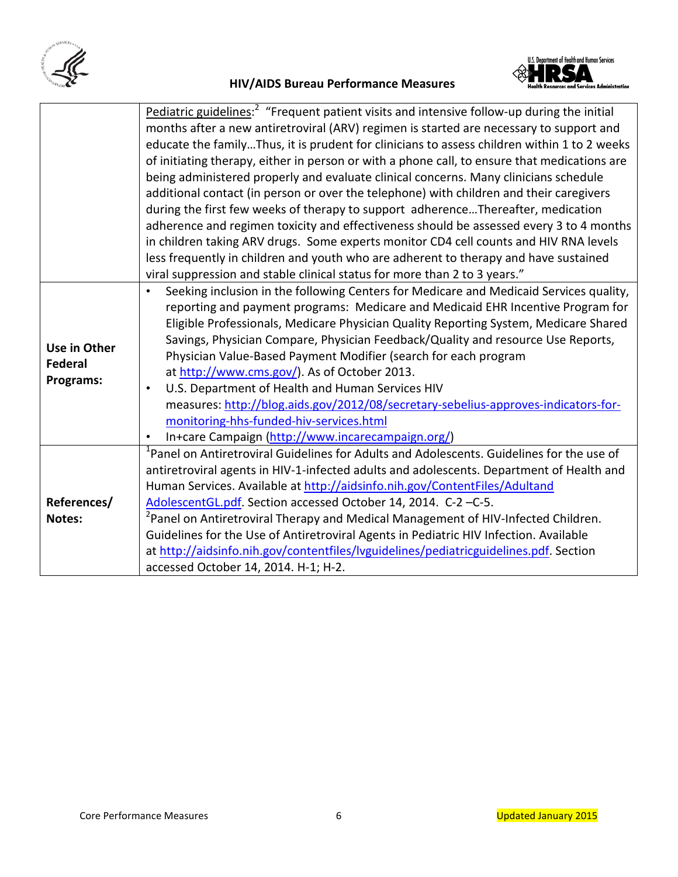| | |
|---|---|
| | Pediatric guidelines:[2] "Frequent patient visits and intensive follow-up during the initial months after a new antiretroviral (ARV) regimen is started are necessary to support and educate the family…Thus, it is prudent for clinicians to assess children within 1 to 2 weeks of initiating therapy, either in person or with a phone call, to ensure that medications are being administered properly and evaluate clinical concerns. Many clinicians schedule additional contact (in person or over the telephone) with children and their caregivers during the first few weeks of therapy to support adherence…Thereafter, medication adherence and regimen toxicity and effectiveness should be assessed every 3 to 4 months in children taking ARV drugs. Some experts monitor CD4 cell counts and HIV RNA levels less frequently in children and youth who are adherent to therapy and have sustained viral suppression and stable clinical status for more than 2 to 3 years." |
| **Use in Other Federal Programs:** | • Seeking inclusion in the following Centers for Medicare and Medicaid Services quality, reporting and payment programs: Medicare and Medicaid EHR Incentive Program for Eligible Professionals, Medicare Physician Quality Reporting System, Medicare Shared Savings, Physician Compare, Physician Feedback/Quality and resource Use Reports, Physician Value-Based Payment Modifier (search for each program at http://www.cms.gov/). As of October 2013.<br>• U.S. Department of Health and Human Services HIV measures: http://blog.aids.gov/2012/08/secretary-sebelius-approves-indicators-for-monitoring-hhs-funded-hiv-services.html<br>• In+care Campaign (http://www.incarecampaign.org/) |
| **References/ Notes:** | [1]Panel on Antiretroviral Guidelines for Adults and Adolescents. Guidelines for the use of antiretroviral agents in HIV-1-infected adults and adolescents. Department of Health and Human Services. Available at http://aidsinfo.nih.gov/ContentFiles/AdultandAdolescentGL.pdf. Section accessed October 14, 2014. C-2 –C-5.<br>[2]Panel on Antiretroviral Therapy and Medical Management of HIV-Infected Children. Guidelines for the Use of Antiretroviral Agents in Pediatric HIV Infection. Available at http://aidsinfo.nih.gov/contentfiles/lvguidelines/pediatricguidelines.pdf. Section accessed October 14, 2014. H-1; H-2. |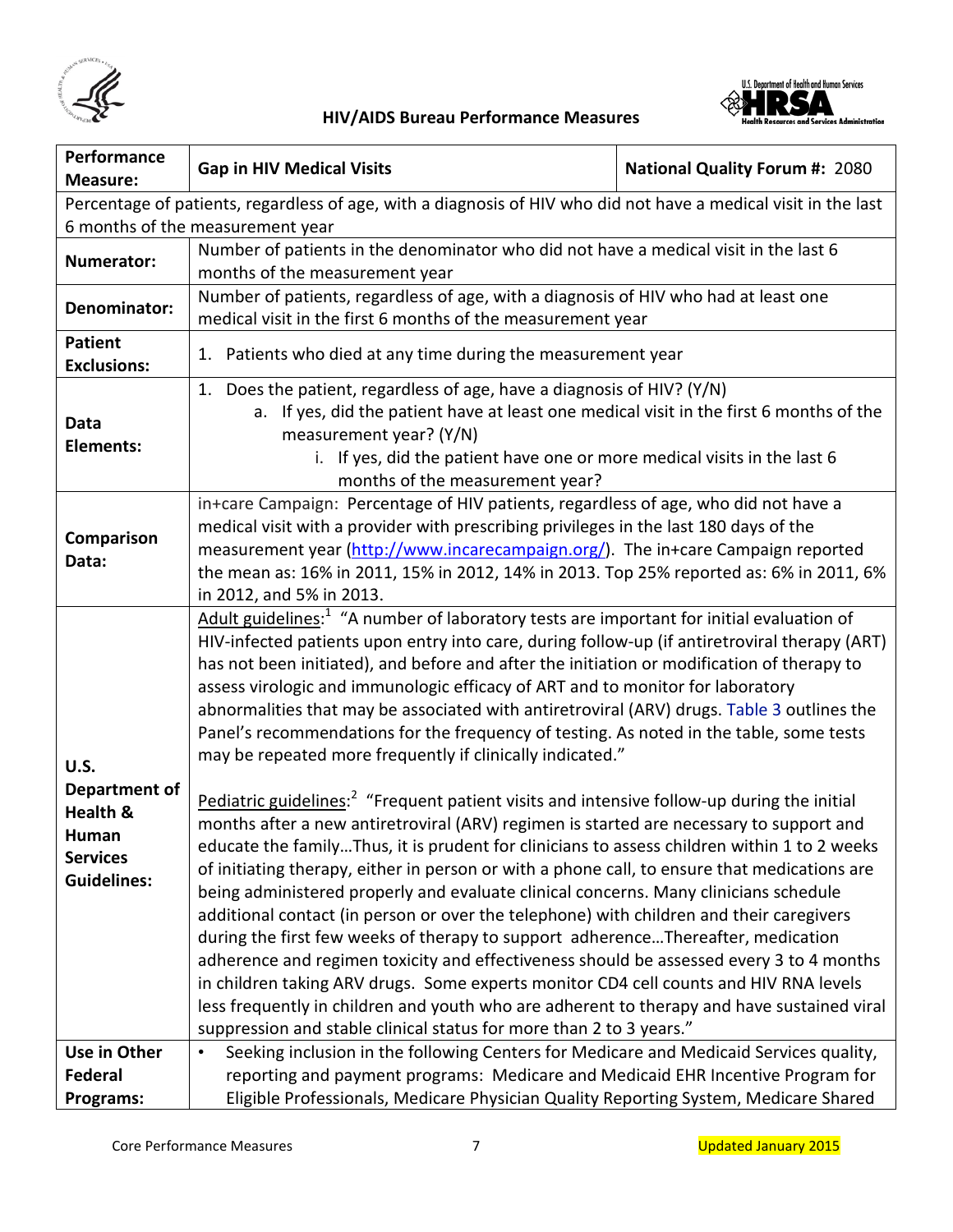| Performance Measure: | Gap in HIV Medical Visits | National Quality Forum #: 2080 |
|---|---|---|
| Percentage of patients, regardless of age, with a diagnosis of HIV who did not have a medical visit in the last 6 months of the measurement year | | |
| Numerator: | Number of patients in the denominator who did not have a medical visit in the last 6 months of the measurement year | |
| Denominator: | Number of patients, regardless of age, with a diagnosis of HIV who had at least one medical visit in the first 6 months of the measurement year | |
| Patient Exclusions: | 1. Patients who died at any time during the measurement year | |
| Data Elements: | 1. Does the patient, regardless of age, have a diagnosis of HIV? (Y/N)<br>a. If yes, did the patient have at least one medical visit in the first 6 months of the measurement year? (Y/N)<br>i. If yes, did the patient have one or more medical visits in the last 6 months of the measurement year? | |
| Comparison Data: | in+care Campaign: Percentage of HIV patients, regardless of age, who did not have a medical visit with a provider with prescribing privileges in the last 180 days of the measurement year (http://www.incarecampaign.org/). The in+care Campaign reported the mean as: 16% in 2011, 15% in 2012, 14% in 2013. Top 25% reported as: 6% in 2011, 6% in 2012, and 5% in 2013. | |
| U.S. Department of Health & Human Services Guidelines: | Adult guidelines:[1] "A number of laboratory tests are important for initial evaluation of HIV-infected patients upon entry into care, during follow-up (if antiretroviral therapy (ART) has not been initiated), and before and after the initiation or modification of therapy to assess virologic and immunologic efficacy of ART and to monitor for laboratory abnormalities that may be associated with antiretroviral (ARV) drugs. Table 3 outlines the Panel's recommendations for the frequency of testing. As noted in the table, some tests may be repeated more frequently if clinically indicated."<br><br>Pediatric guidelines:[2] "Frequent patient visits and intensive follow-up during the initial months after a new antiretroviral (ARV) regimen is started are necessary to support and educate the family…Thus, it is prudent for clinicians to assess children within 1 to 2 weeks of initiating therapy, either in person or with a phone call, to ensure that medications are being administered properly and evaluate clinical concerns. Many clinicians schedule additional contact (in person or over the telephone) with children and their caregivers during the first few weeks of therapy to support adherence…Thereafter, medication adherence and regimen toxicity and effectiveness should be assessed every 3 to 4 months in children taking ARV drugs. Some experts monitor CD4 cell counts and HIV RNA levels less frequently in children and youth who are adherent to therapy and have sustained viral suppression and stable clinical status for more than 2 to 3 years." | |
| Use in Other Federal Programs: | • Seeking inclusion in the following Centers for Medicare and Medicaid Services quality, reporting and payment programs: Medicare and Medicaid EHR Incentive Program for Eligible Professionals, Medicare Physician Quality Reporting System, Medicare Shared | |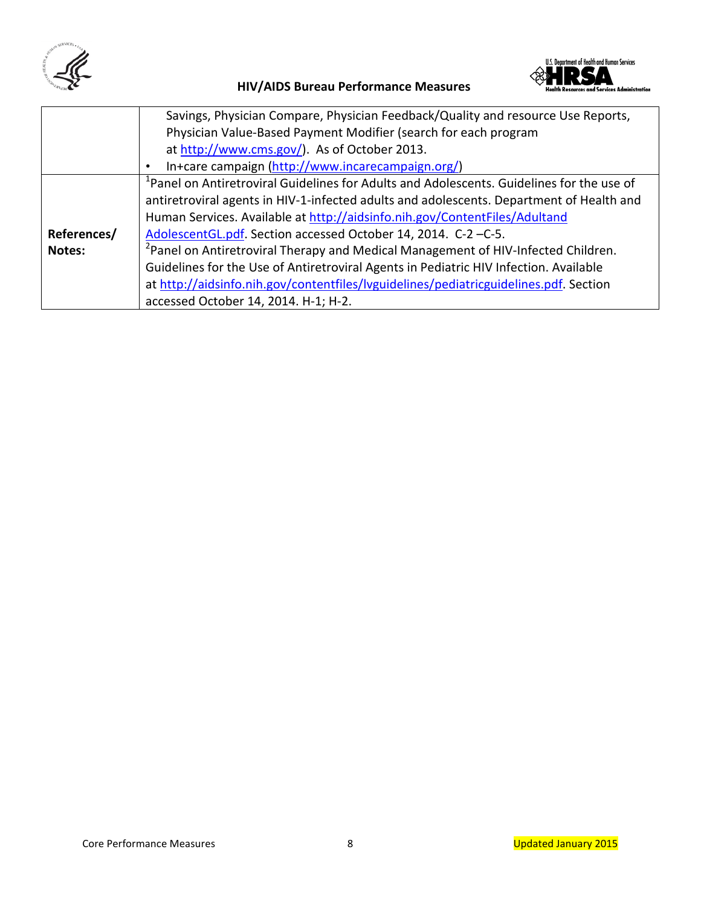| | |
|---|---|
| | Savings, Physician Compare, Physician Feedback/Quality and resource Use Reports, Physician Value-Based Payment Modifier (search for each program at http://www.cms.gov/). As of October 2013.<br>• In+care campaign (http://www.incarecampaign.org/) |
| **References/ Notes:** | [1]Panel on Antiretroviral Guidelines for Adults and Adolescents. Guidelines for the use of antiretroviral agents in HIV-1-infected adults and adolescents. Department of Health and Human Services. Available at http://aidsinfo.nih.gov/ContentFiles/AdultandAdolescentGL.pdf. Section accessed October 14, 2014. C-2 –C-5.<br>[2]Panel on Antiretroviral Therapy and Medical Management of HIV-Infected Children. Guidelines for the Use of Antiretroviral Agents in Pediatric HIV Infection. Available at http://aidsinfo.nih.gov/contentfiles/lvguidelines/pediatricguidelines.pdf. Section accessed October 14, 2014. H-1; H-2. |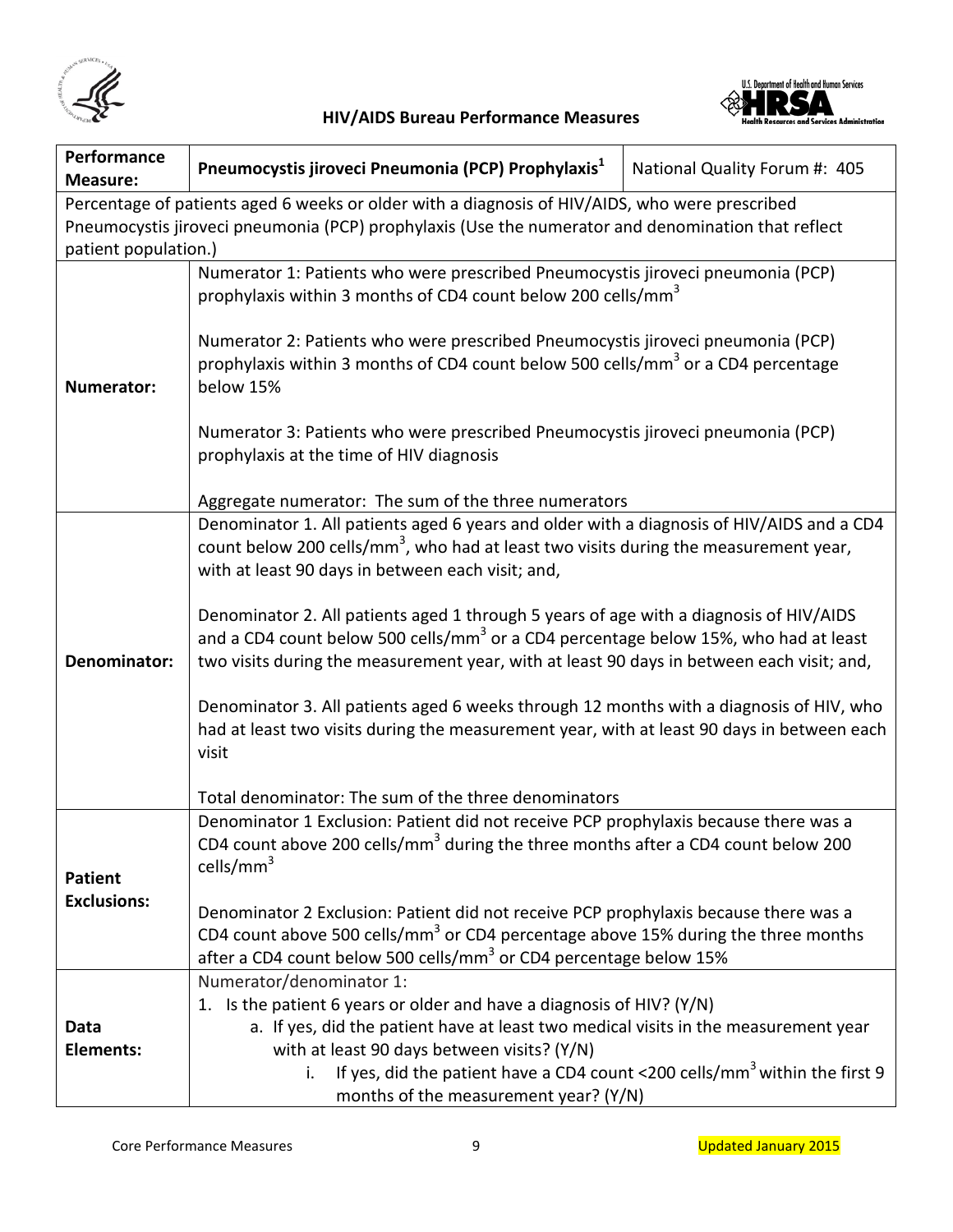HIV/AIDS Bureau Performance Measures

| Performance Measure: | Pneumocystis jiroveci Pneumonia (PCP) Prophylaxis[1] | National Quality Forum #: 405 |
|---|---|---|
| Percentage of patients aged 6 weeks or older with a diagnosis of HIV/AIDS, who were prescribed Pneumocystis jiroveci pneumonia (PCP) prophylaxis (Use the numerator and denomination that reflect patient population.) | | |
| **Numerator:** | Numerator 1: Patients who were prescribed Pneumocystis jiroveci pneumonia (PCP) prophylaxis within 3 months of CD4 count below 200 cells/mm$^3$<br><br>Numerator 2: Patients who were prescribed Pneumocystis jiroveci pneumonia (PCP) prophylaxis within 3 months of CD4 count below 500 cells/mm$^3$ or a CD4 percentage below 15%<br><br>Numerator 3: Patients who were prescribed Pneumocystis jiroveci pneumonia (PCP) prophylaxis at the time of HIV diagnosis<br><br>Aggregate numerator: The sum of the three numerators | |
| **Denominator:** | Denominator 1. All patients aged 6 years and older with a diagnosis of HIV/AIDS and a CD4 count below 200 cells/mm$^3$, who had at least two visits during the measurement year, with at least 90 days in between each visit; and,<br><br>Denominator 2. All patients aged 1 through 5 years of age with a diagnosis of HIV/AIDS and a CD4 count below 500 cells/mm$^3$ or a CD4 percentage below 15%, who had at least two visits during the measurement year, with at least 90 days in between each visit; and,<br><br>Denominator 3. All patients aged 6 weeks through 12 months with a diagnosis of HIV, who had at least two visits during the measurement year, with at least 90 days in between each visit<br><br>Total denominator: The sum of the three denominators | |
| **Patient Exclusions:** | Denominator 1 Exclusion: Patient did not receive PCP prophylaxis because there was a CD4 count above 200 cells/mm$^3$ during the three months after a CD4 count below 200 cells/mm$^3$<br><br>Denominator 2 Exclusion: Patient did not receive PCP prophylaxis because there was a CD4 count above 500 cells/mm$^3$ or CD4 percentage above 15% during the three months after a CD4 count below 500 cells/mm$^3$ or CD4 percentage below 15% | |
| **Data Elements:** | Numerator/denominator 1:<br>1. Is the patient 6 years or older and have a diagnosis of HIV? (Y/N)<br>&nbsp;&nbsp;&nbsp;&nbsp;a. If yes, did the patient have at least two medical visits in the measurement year with at least 90 days between visits? (Y/N)<br>&nbsp;&nbsp;&nbsp;&nbsp;&nbsp;&nbsp;&nbsp;&nbsp;i. If yes, did the patient have a CD4 count <200 cells/mm$^3$ within the first 9 months of the measurement year? (Y/N) | |

Core Performance Measures

Updated January 2015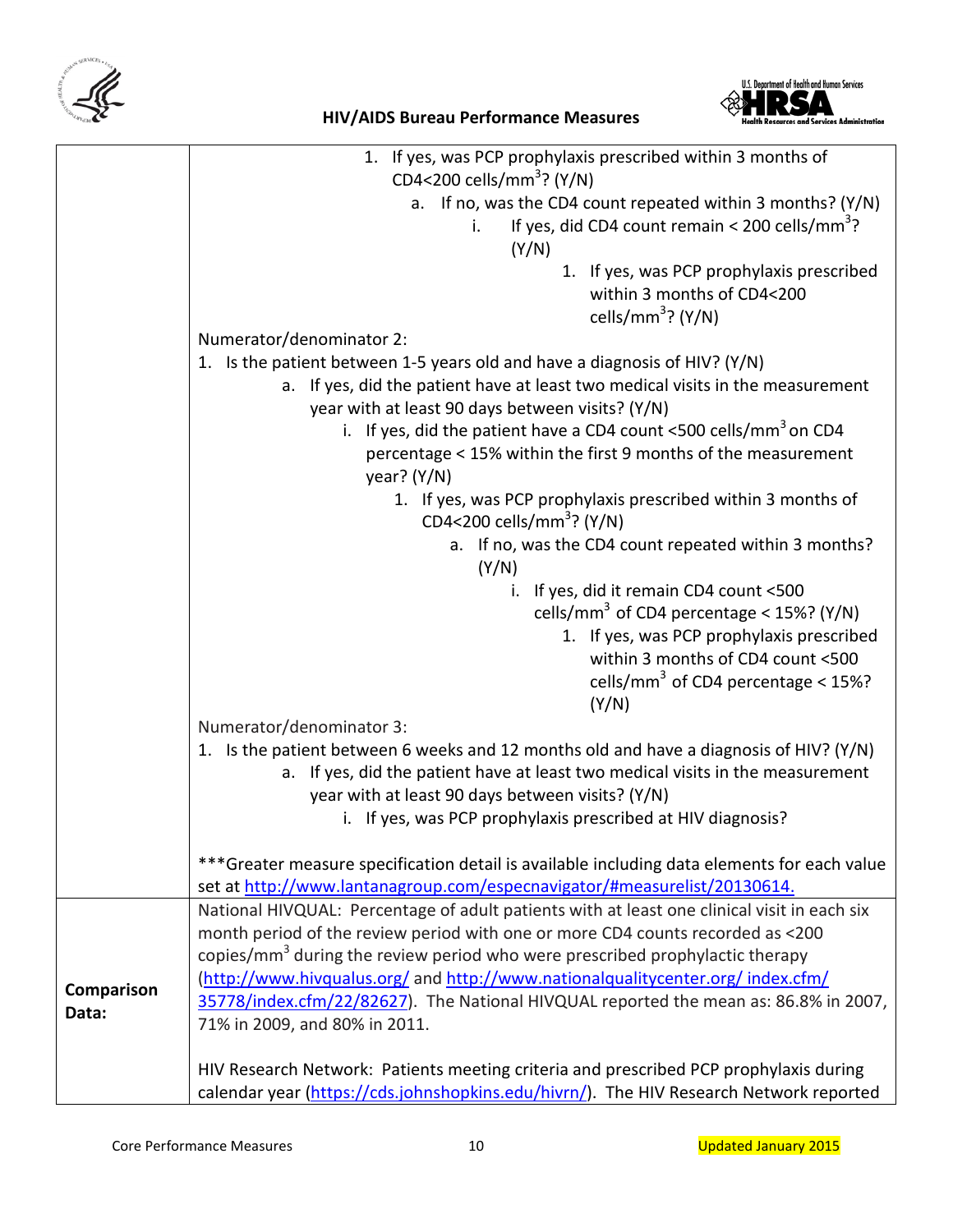| | |
|---|---|
| | 1. If yes, was PCP prophylaxis prescribed within 3 months of CD4<200 cells/mm$^3$? (Y/N)<br>&nbsp;&nbsp;&nbsp;&nbsp;a. If no, was the CD4 count repeated within 3 months? (Y/N)<br>&nbsp;&nbsp;&nbsp;&nbsp;&nbsp;&nbsp;&nbsp;&nbsp;i. If yes, did CD4 count remain < 200 cells/mm$^3$? (Y/N)<br>&nbsp;&nbsp;&nbsp;&nbsp;&nbsp;&nbsp;&nbsp;&nbsp;&nbsp;&nbsp;&nbsp;&nbsp;1. If yes, was PCP prophylaxis prescribed within 3 months of CD4<200 cells/mm$^3$? (Y/N)<br><br>Numerator/denominator 2:<br>1. Is the patient between 1-5 years old and have a diagnosis of HIV? (Y/N)<br>&nbsp;&nbsp;&nbsp;&nbsp;a. If yes, did the patient have at least two medical visits in the measurement year with at least 90 days between visits? (Y/N)<br>&nbsp;&nbsp;&nbsp;&nbsp;&nbsp;&nbsp;&nbsp;&nbsp;i. If yes, did the patient have a CD4 count <500 cells/mm$^3$ on CD4 percentage < 15% within the first 9 months of the measurement year? (Y/N)<br>&nbsp;&nbsp;&nbsp;&nbsp;&nbsp;&nbsp;&nbsp;&nbsp;&nbsp;&nbsp;&nbsp;&nbsp;1. If yes, was PCP prophylaxis prescribed within 3 months of CD4<200 cells/mm$^3$? (Y/N)<br>&nbsp;&nbsp;&nbsp;&nbsp;&nbsp;&nbsp;&nbsp;&nbsp;&nbsp;&nbsp;&nbsp;&nbsp;&nbsp;&nbsp;&nbsp;&nbsp;a. If no, was the CD4 count repeated within 3 months? (Y/N)<br>&nbsp;&nbsp;&nbsp;&nbsp;&nbsp;&nbsp;&nbsp;&nbsp;&nbsp;&nbsp;&nbsp;&nbsp;&nbsp;&nbsp;&nbsp;&nbsp;&nbsp;&nbsp;&nbsp;&nbsp;i. If yes, did it remain CD4 count <500 cells/mm$^3$ of CD4 percentage < 15%? (Y/N)<br>&nbsp;&nbsp;&nbsp;&nbsp;&nbsp;&nbsp;&nbsp;&nbsp;&nbsp;&nbsp;&nbsp;&nbsp;&nbsp;&nbsp;&nbsp;&nbsp;&nbsp;&nbsp;&nbsp;&nbsp;&nbsp;&nbsp;&nbsp;&nbsp;1. If yes, was PCP prophylaxis prescribed within 3 months of CD4 count <500 cells/mm$^3$ of CD4 percentage < 15%? (Y/N)<br><br>Numerator/denominator 3:<br>1. Is the patient between 6 weeks and 12 months old and have a diagnosis of HIV? (Y/N)<br>&nbsp;&nbsp;&nbsp;&nbsp;a. If yes, did the patient have at least two medical visits in the measurement year with at least 90 days between visits? (Y/N)<br>&nbsp;&nbsp;&nbsp;&nbsp;&nbsp;&nbsp;&nbsp;&nbsp;i. If yes, was PCP prophylaxis prescribed at HIV diagnosis?<br><br>***Greater measure specification detail is available including data elements for each value set at http://www.lantanagroup.com/especnavigator/#measurelist/20130614. |
| **Comparison Data:** | National HIVQUAL: Percentage of adult patients with at least one clinical visit in each six month period of the review period with one or more CD4 counts recorded as <200 copies/mm$^3$ during the review period who were prescribed prophylactic therapy (http://www.hivqualus.org/ and http://www.nationalqualitycenter.org/ index.cfm/ 35778/index.cfm/22/82627). The National HIVQUAL reported the mean as: 86.8% in 2007, 71% in 2009, and 80% in 2011.<br><br>HIV Research Network: Patients meeting criteria and prescribed PCP prophylaxis during calendar year (https://cds.johnshopkins.edu/hivrn/). The HIV Research Network reported |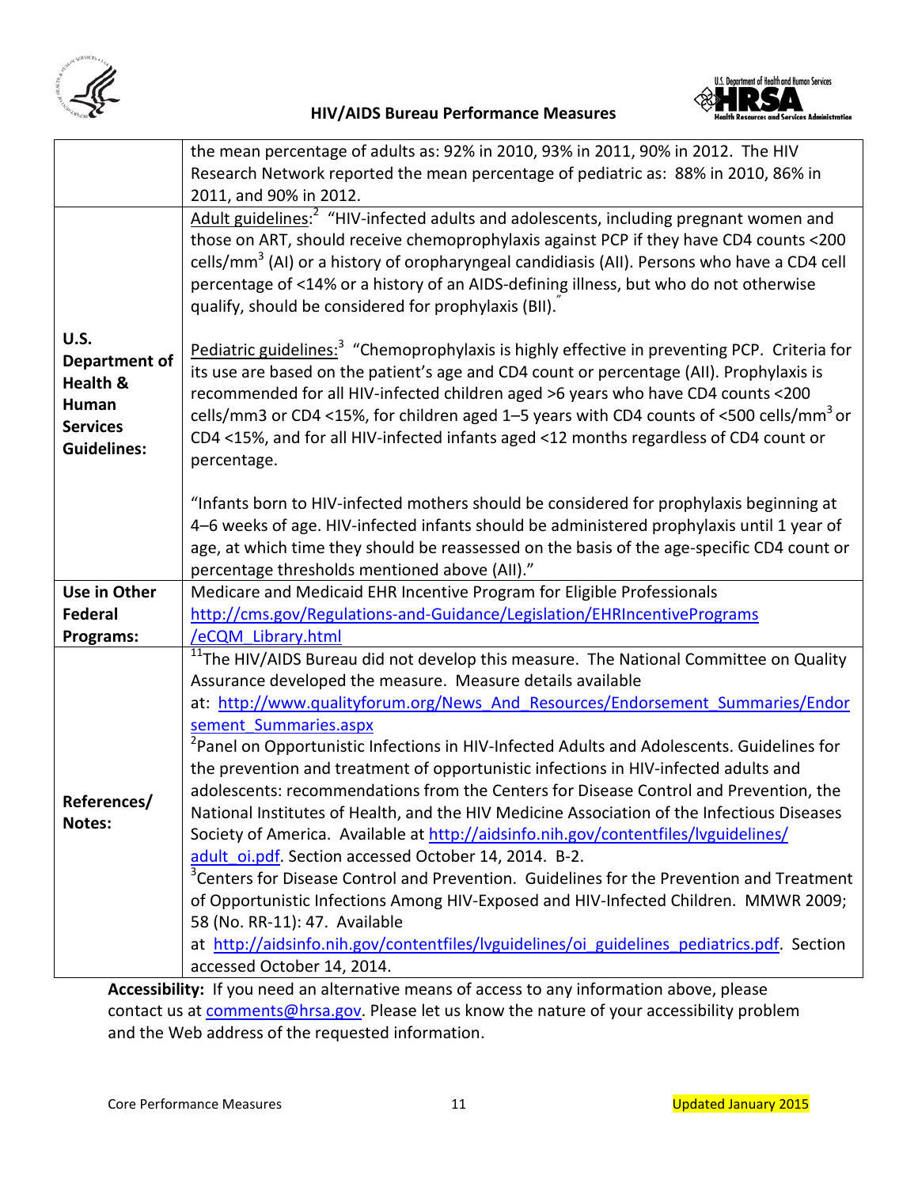| | |
|---|---|
| | the mean percentage of adults as: 92% in 2010, 93% in 2011, 90% in 2012. The HIV Research Network reported the mean percentage of pediatric as: 88% in 2010, 86% in 2011, and 90% in 2012. |
| **U.S. Department of Health & Human Services Guidelines:** | Adult guidelines:[2] "HIV-infected adults and adolescents, including pregnant women and those on ART, should receive chemoprophylaxis against PCP if they have CD4 counts <200 cells/mm$^3$ (AI) or a history of oropharyngeal candidiasis (AII). Persons who have a CD4 cell percentage of <14% or a history of an AIDS-defining illness, but who do not otherwise qualify, should be considered for prophylaxis (BII)."<br><br>Pediatric guidelines:[3] "Chemoprophylaxis is highly effective in preventing PCP. Criteria for its use are based on the patient's age and CD4 count or percentage (AII). Prophylaxis is recommended for all HIV-infected children aged >6 years who have CD4 counts <200 cells/mm3 or CD4 <15%, for children aged 1–5 years with CD4 counts of <500 cells/mm$^3$ or CD4 <15%, and for all HIV-infected infants aged <12 months regardless of CD4 count or percentage.<br><br>"Infants born to HIV-infected mothers should be considered for prophylaxis beginning at 4–6 weeks of age. HIV-infected infants should be administered prophylaxis until 1 year of age, at which time they should be reassessed on the basis of the age-specific CD4 count or percentage thresholds mentioned above (AII)." |
| **Use in Other Federal Programs:** | Medicare and Medicaid EHR Incentive Program for Eligible Professionals http://cms.gov/Regulations-and-Guidance/Legislation/EHRIncentivePrograms/eCQM_Library.html |
| **References/ Notes:** | [11]The HIV/AIDS Bureau did not develop this measure. The National Committee on Quality Assurance developed the measure. Measure details available at: http://www.qualityforum.org/News_And_Resources/Endorsement_Summaries/Endorsement_Summaries.aspx<br>[2]Panel on Opportunistic Infections in HIV-Infected Adults and Adolescents. Guidelines for the prevention and treatment of opportunistic infections in HIV-infected adults and adolescents: recommendations from the Centers for Disease Control and Prevention, the National Institutes of Health, and the HIV Medicine Association of the Infectious Diseases Society of America. Available at http://aidsinfo.nih.gov/contentfiles/lvguidelines/adult_oi.pdf. Section accessed October 14, 2014. B-2.<br>[3]Centers for Disease Control and Prevention. Guidelines for the Prevention and Treatment of Opportunistic Infections Among HIV-Exposed and HIV-Infected Children. MMWR 2009; 58 (No. RR-11): 47. Available at http://aidsinfo.nih.gov/contentfiles/lvguidelines/oi_guidelines_pediatrics.pdf. Section accessed October 14, 2014. |

**Accessibility:** If you need an alternative means of access to any information above, please contact us at comments@hrsa.gov. Please let us know the nature of your accessibility problem and the Web address of the requested information.